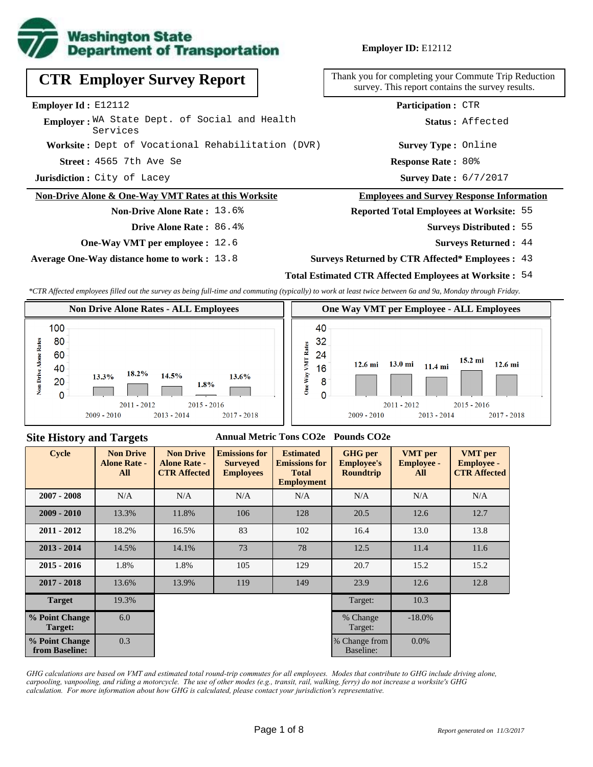Washington State Department of Transportation

**Employer ID:** E12112

# CTR Employer Survey Report

Thank you for completing your Commute Trip Reduction survey. This report contains the survey results.

**Employer Id :** E12112

**Employer :** WA State Dept. of Social and Health Services

**Worksite :** Dept of Vocational Rehabilitation (DVR)

**Street :** 4565 7th Ave Se

**Jurisdiction :** City of Lacey

**Participation :** CTR

**Status :** Affected

**Survey Type :** Online

**Response Rate :** 80%

**Survey Date :** 6/7/2017

## Non-Drive Alone & One-Way VMT Rates at this Worksite

**Non-Drive Alone Rate :** 13.6%

**Drive Alone Rate :** 86.4%

**One-Way VMT per employee :** 12.6

**Average One-Way distance home to work :** 13.8

## Employees and Survey Response Information

**Reported Total Employees at Worksite:** 55

**Surveys Distributed :** 55

**Surveys Returned :** 44

**Surveys Returned by CTR Affected\* Employees :** 43

**Total Estimated CTR Affected Employees at Worksite :** 54

*\*CTR Affected employees filled out the survey as being full-time and commuting (typically) to work at least twice between 6a and 9a, Monday through Friday.*

### Non Drive Alone Rates - ALL Employees

| Cycle | Non Drive Alone Rate |
|---|---|
| 2009 - 2010 | 13.3% |
| 2011 - 2012 | 18.2% |
| 2013 - 2014 | 14.5% |
| 2015 - 2016 | 1.8% |
| 2017 - 2018 | 13.6% |

### One Way VMT per Employee - ALL Employees

| Cycle | One Way VMT |
|---|---|
| 2009 - 2010 | 12.6 mi |
| 2011 - 2012 | 13.0 mi |
| 2013 - 2014 | 11.4 mi |
| 2015 - 2016 | 15.2 mi |
| 2017 - 2018 | 12.6 mi |

## Site History and Targets

Annual Metric Tons CO2e Pounds CO2e

| Cycle | Non Drive Alone Rate - All | Non Drive Alone Rate - CTR Affected | Emissions for Surveyed Employees | Estimated Emissions for Total Employment | GHG per Employee's Roundtrip | VMT per Employee - All | VMT per Employee - CTR Affected |
|---|---|---|---|---|---|---|---|
| 2007 - 2008 | N/A | N/A | N/A | N/A | N/A | N/A | N/A |
| 2009 - 2010 | 13.3% | 11.8% | 106 | 128 | 20.5 | 12.6 | 12.7 |
| 2011 - 2012 | 18.2% | 16.5% | 83 | 102 | 16.4 | 13.0 | 13.8 |
| 2013 - 2014 | 14.5% | 14.1% | 73 | 78 | 12.5 | 11.4 | 11.6 |
| 2015 - 2016 | 1.8% | 1.8% | 105 | 129 | 20.7 | 15.2 | 15.2 |
| 2017 - 2018 | 13.6% | 13.9% | 119 | 149 | 23.9 | 12.6 | 12.8 |
| **Target** | 19.3% | | | | Target: | 10.3 | |
| **% Point Change Target:** | 6.0 | | | | % Change Target: | -18.0% | |
| **% Point Change from Baseline:** | 0.3 | | | | % Change from Baseline: | 0.0% | |

*GHG calculations are based on VMT and estimated total round-trip commutes for all employees. Modes that contribute to GHG include driving alone, carpooling, vanpooling, and riding a motorcycle. The use of other modes (e.g., transit, rail, walking, ferry) do not increase a worksite's GHG calculation. For more information about how GHG is calculated, please contact your jurisdiction's representative.*

*Report generated on 11/3/2017*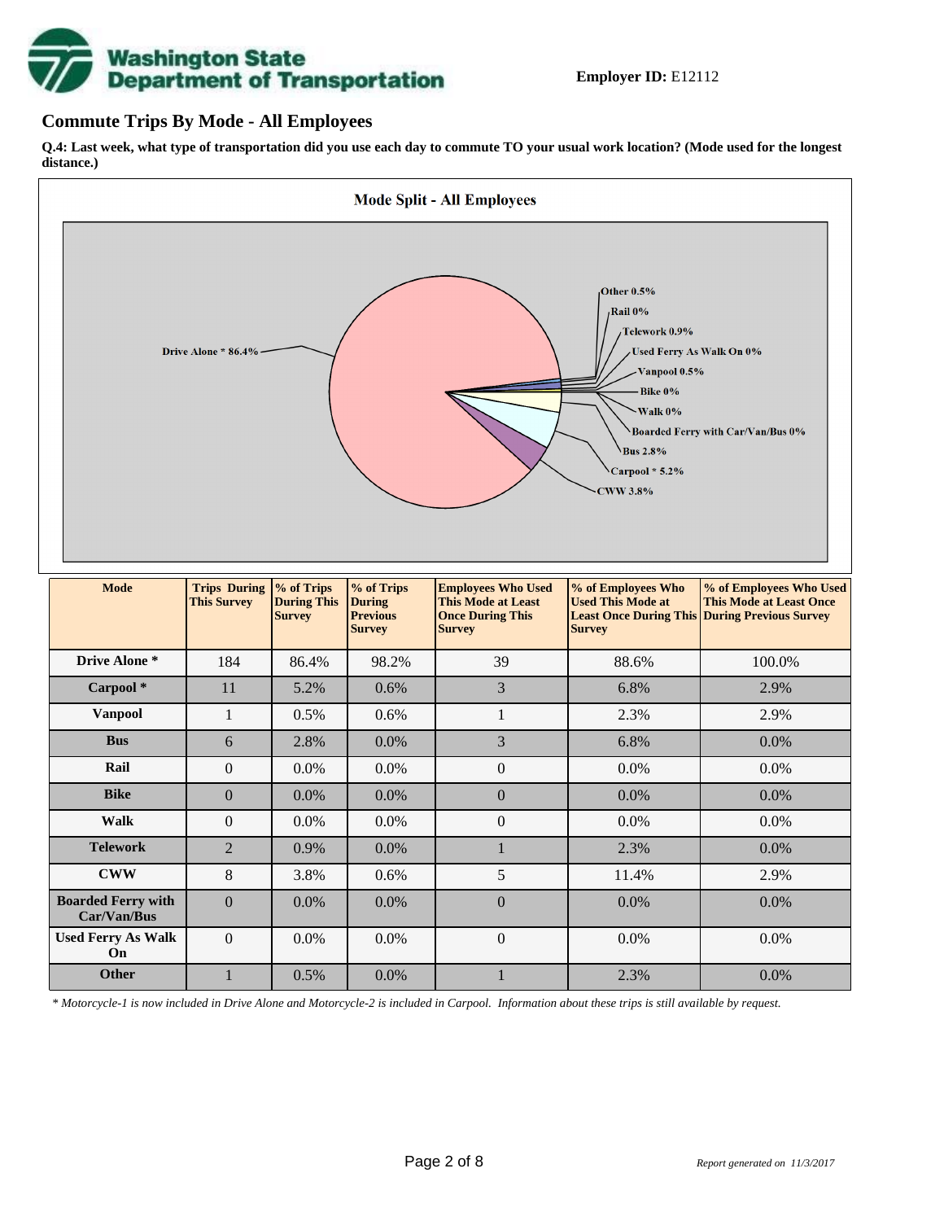**Employer ID:** E12112

## Commute Trips By Mode - All Employees

**Q.4: Last week, what type of transportation did you use each day to commute TO your usual work location? (Mode used for the longest distance.)**

**Mode Split - All Employees**

Drive Alone * 86.4%
Other 0.5%
Rail 0%
Telework 0.9%
Used Ferry As Walk On 0%
Vanpool 0.5%
Bike 0%
Walk 0%
Boarded Ferry with Car/Van/Bus 0%
Bus 2.8%
Carpool * 5.2%
CWW 3.8%

| Mode | Trips During This Survey | % of Trips During This Survey | % of Trips During Previous Survey | Employees Who Used This Mode at Least Once During This Survey | % of Employees Who Used This Mode at Least Once During This Survey | % of Employees Who Used This Mode at Least Once During Previous Survey |
|---|---|---|---|---|---|---|
| **Drive Alone *** | 184 | 86.4% | 98.2% | 39 | 88.6% | 100.0% |
| **Carpool *** | 11 | 5.2% | 0.6% | 3 | 6.8% | 2.9% |
| **Vanpool** | 1 | 0.5% | 0.6% | 1 | 2.3% | 2.9% |
| **Bus** | 6 | 2.8% | 0.0% | 3 | 6.8% | 0.0% |
| **Rail** | 0 | 0.0% | 0.0% | 0 | 0.0% | 0.0% |
| **Bike** | 0 | 0.0% | 0.0% | 0 | 0.0% | 0.0% |
| **Walk** | 0 | 0.0% | 0.0% | 0 | 0.0% | 0.0% |
| **Telework** | 2 | 0.9% | 0.0% | 1 | 2.3% | 0.0% |
| **CWW** | 8 | 3.8% | 0.6% | 5 | 11.4% | 2.9% |
| **Boarded Ferry with Car/Van/Bus** | 0 | 0.0% | 0.0% | 0 | 0.0% | 0.0% |
| **Used Ferry As Walk On** | 0 | 0.0% | 0.0% | 0 | 0.0% | 0.0% |
| **Other** | 1 | 0.5% | 0.0% | 1 | 2.3% | 0.0% |

*\* Motorcycle-1 is now included in Drive Alone and Motorcycle-2 is included in Carpool. Information about these trips is still available by request.*

*Report generated on 11/3/2017*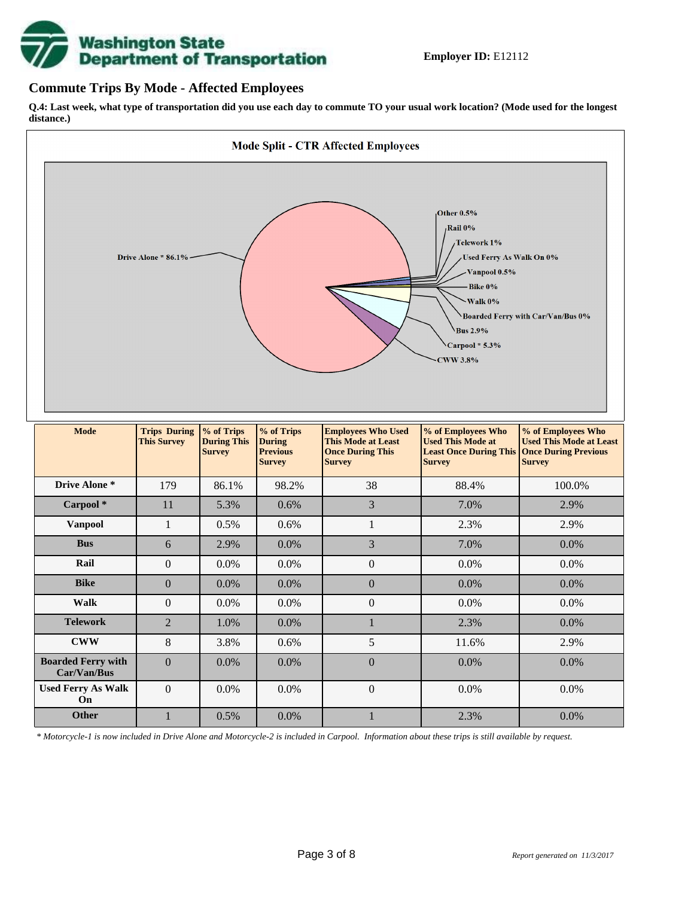**Employer ID:** E12112

## Commute Trips By Mode - Affected Employees

**Q.4: Last week, what type of transportation did you use each day to commute TO your usual work location? (Mode used for the longest distance.)**

**Mode Split - CTR Affected Employees**

Drive Alone * 86.1%, Other 0.5%, Rail 0%, Telework 1%, Used Ferry As Walk On 0%, Vanpool 0.5%, Bike 0%, Walk 0%, Boarded Ferry with Car/Van/Bus 0%, Bus 2.9%, Carpool * 5.3%, CWW 3.8%

| Mode | Trips During This Survey | % of Trips During This Survey | % of Trips During Previous Survey | Employees Who Used This Mode at Least Once During This Survey | % of Employees Who Used This Mode at Least Once During This Survey | % of Employees Who Used This Mode at Least Once During Previous Survey |
|---|---|---|---|---|---|---|
| Drive Alone * | 179 | 86.1% | 98.2% | 38 | 88.4% | 100.0% |
| Carpool * | 11 | 5.3% | 0.6% | 3 | 7.0% | 2.9% |
| Vanpool | 1 | 0.5% | 0.6% | 1 | 2.3% | 2.9% |
| Bus | 6 | 2.9% | 0.0% | 3 | 7.0% | 0.0% |
| Rail | 0 | 0.0% | 0.0% | 0 | 0.0% | 0.0% |
| Bike | 0 | 0.0% | 0.0% | 0 | 0.0% | 0.0% |
| Walk | 0 | 0.0% | 0.0% | 0 | 0.0% | 0.0% |
| Telework | 2 | 1.0% | 0.0% | 1 | 2.3% | 0.0% |
| CWW | 8 | 3.8% | 0.6% | 5 | 11.6% | 2.9% |
| Boarded Ferry with Car/Van/Bus | 0 | 0.0% | 0.0% | 0 | 0.0% | 0.0% |
| Used Ferry As Walk On | 0 | 0.0% | 0.0% | 0 | 0.0% | 0.0% |
| Other | 1 | 0.5% | 0.0% | 1 | 2.3% | 0.0% |

*\* Motorcycle-1 is now included in Drive Alone and Motorcycle-2 is included in Carpool. Information about these trips is still available by request.*

*Report generated on 11/3/2017*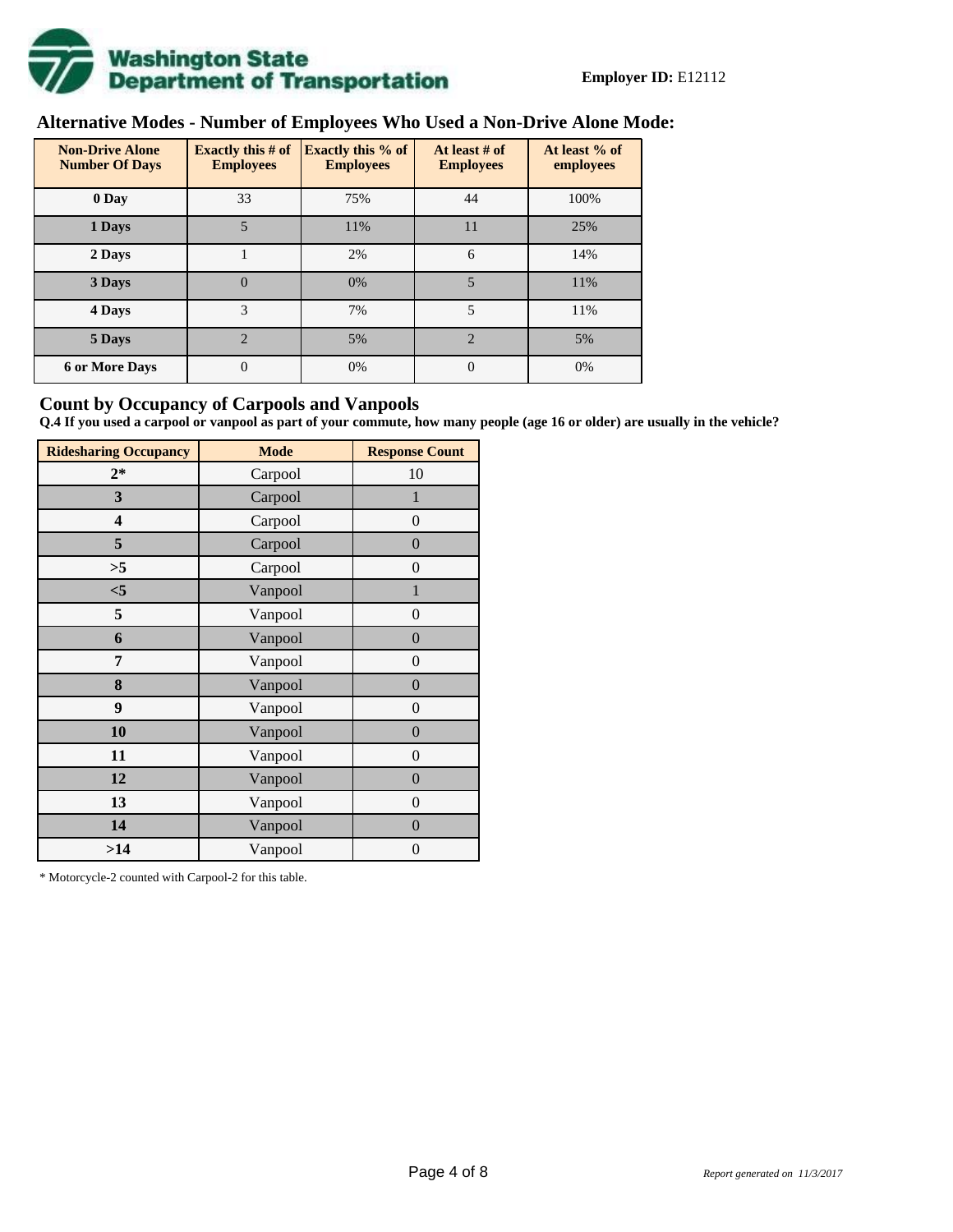**Washington State Department of Transportation**

**Employer ID:** E12112

## Alternative Modes - Number of Employees Who Used a Non-Drive Alone Mode:

| Non-Drive Alone Number Of Days | Exactly this # of Employees | Exactly this % of Employees | At least # of Employees | At least % of employees |
|---|---|---|---|---|
| 0 Day | 33 | 75% | 44 | 100% |
| 1 Days | 5 | 11% | 11 | 25% |
| 2 Days | 1 | 2% | 6 | 14% |
| 3 Days | 0 | 0% | 5 | 11% |
| 4 Days | 3 | 7% | 5 | 11% |
| 5 Days | 2 | 5% | 2 | 5% |
| 6 or More Days | 0 | 0% | 0 | 0% |

## Count by Occupancy of Carpools and Vanpools

**Q.4 If you used a carpool or vanpool as part of your commute, how many people (age 16 or older) are usually in the vehicle?**

| Ridesharing Occupancy | Mode | Response Count |
|---|---|---|
| 2* | Carpool | 10 |
| 3 | Carpool | 1 |
| 4 | Carpool | 0 |
| 5 | Carpool | 0 |
| >5 | Carpool | 0 |
| <5 | Vanpool | 1 |
| 5 | Vanpool | 0 |
| 6 | Vanpool | 0 |
| 7 | Vanpool | 0 |
| 8 | Vanpool | 0 |
| 9 | Vanpool | 0 |
| 10 | Vanpool | 0 |
| 11 | Vanpool | 0 |
| 12 | Vanpool | 0 |
| 13 | Vanpool | 0 |
| 14 | Vanpool | 0 |
| >14 | Vanpool | 0 |

* Motorcycle-2 counted with Carpool-2 for this table.

*Report generated on 11/3/2017*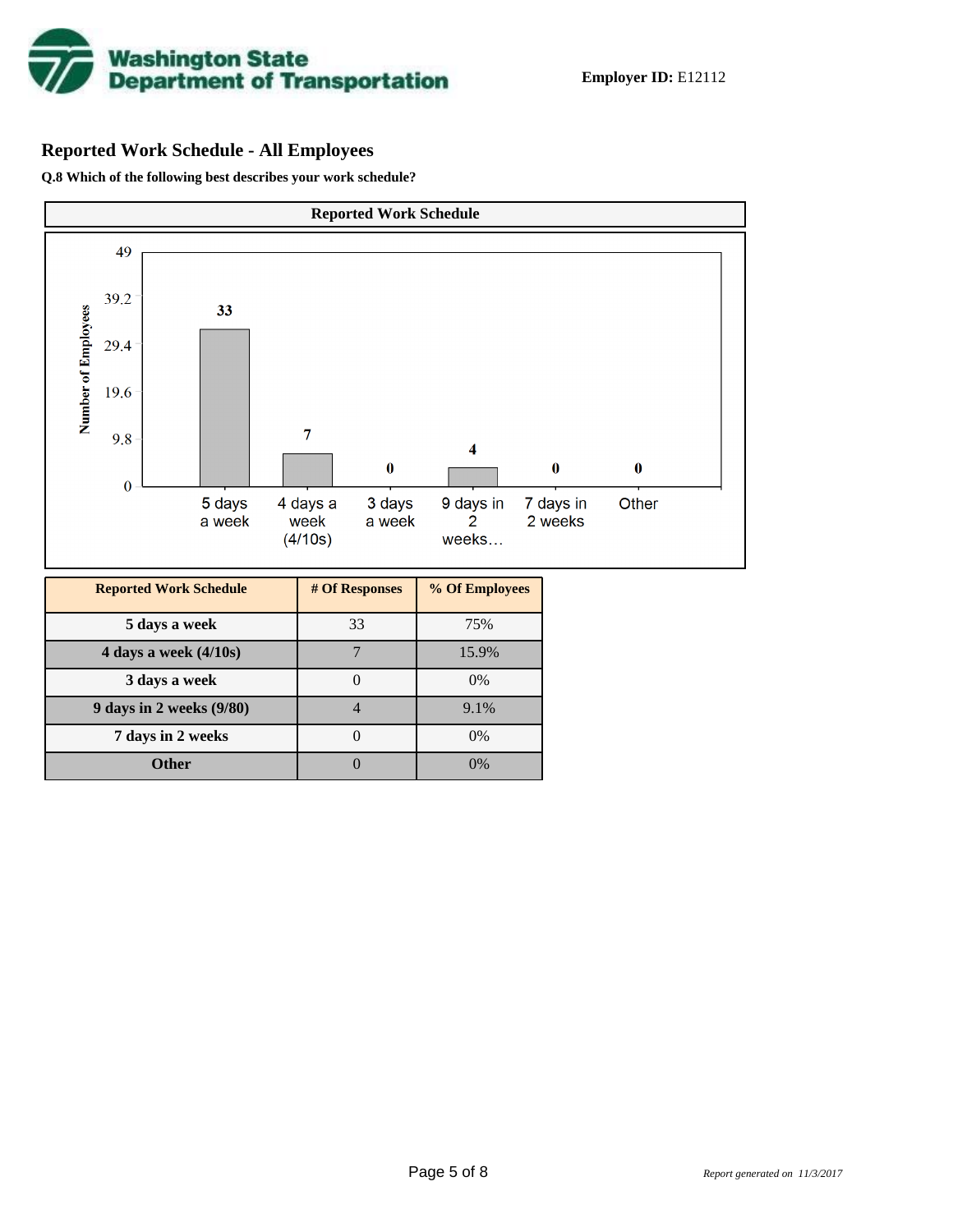**Employer ID:** E12112

## Reported Work Schedule - All Employees

**Q.8 Which of the following best describes your work schedule?**

**Reported Work Schedule**

| Reported Work Schedule | # Of Responses | % Of Employees |
|---|---|---|
| **5 days a week** | 33 | 75% |
| **4 days a week (4/10s)** | 7 | 15.9% |
| **3 days a week** | 0 | 0% |
| **9 days in 2 weeks (9/80)** | 4 | 9.1% |
| **7 days in 2 weeks** | 0 | 0% |
| **Other** | 0 | 0% |

*Report generated on 11/3/2017*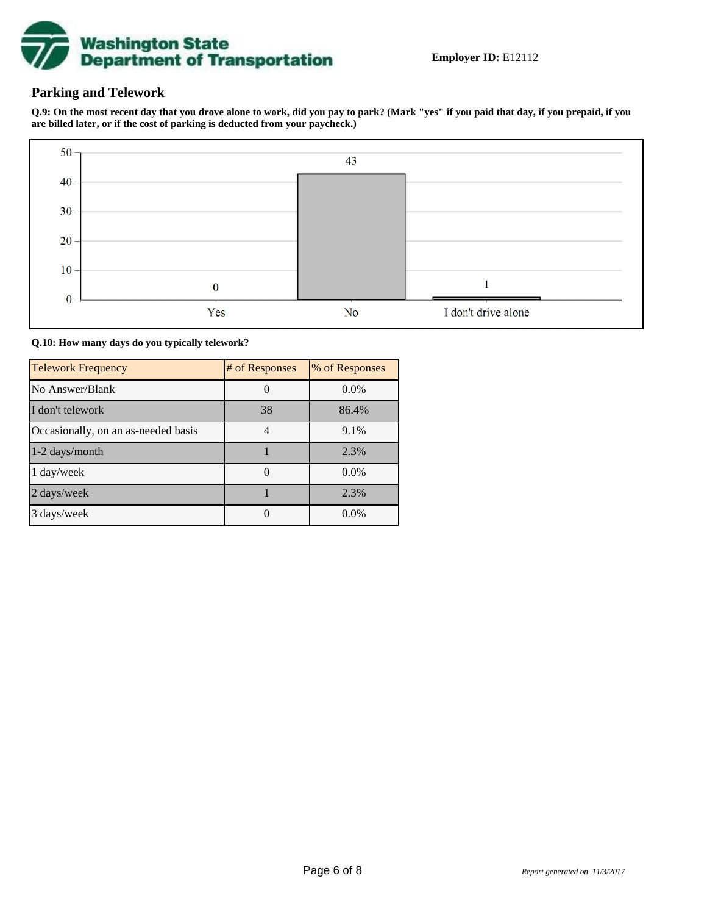Washington State Department of Transportation

**Employer ID:** E12112

## Parking and Telework

**Q.9: On the most recent day that you drove alone to work, did you pay to park? (Mark "yes" if you paid that day, if you prepaid, if you are billed later, or if the cost of parking is deducted from your paycheck.)**

| Response | Count |
|---|---|
| Yes | 0 |
| No | 43 |
| I don't drive alone | 1 |

**Q.10: How many days do you typically telework?**

| Telework Frequency | # of Responses | % of Responses |
|---|---|---|
| No Answer/Blank | 0 | 0.0% |
| I don't telework | 38 | 86.4% |
| Occasionally, on an as-needed basis | 4 | 9.1% |
| 1-2 days/month | 1 | 2.3% |
| 1 day/week | 0 | 0.0% |
| 2 days/week | 1 | 2.3% |
| 3 days/week | 0 | 0.0% |

*Report generated on 11/3/2017*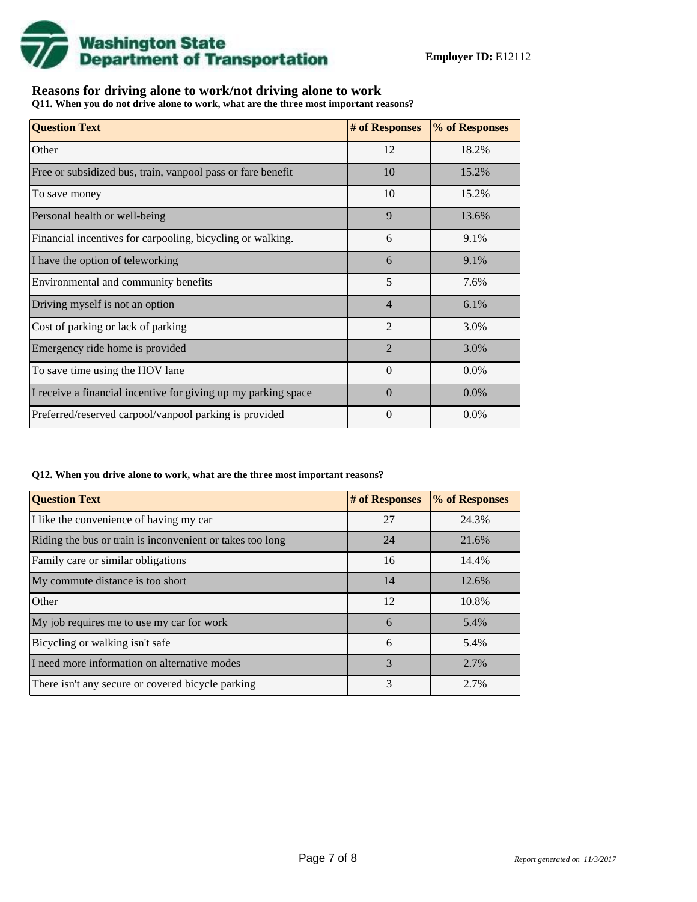**Employer ID:** E12112

## Reasons for driving alone to work/not driving alone to work

**Q11. When you do not drive alone to work, what are the three most important reasons?**

| Question Text | # of Responses | % of Responses |
|---|---|---|
| Other | 12 | 18.2% |
| Free or subsidized bus, train, vanpool pass or fare benefit | 10 | 15.2% |
| To save money | 10 | 15.2% |
| Personal health or well-being | 9 | 13.6% |
| Financial incentives for carpooling, bicycling or walking. | 6 | 9.1% |
| I have the option of teleworking | 6 | 9.1% |
| Environmental and community benefits | 5 | 7.6% |
| Driving myself is not an option | 4 | 6.1% |
| Cost of parking or lack of parking | 2 | 3.0% |
| Emergency ride home is provided | 2 | 3.0% |
| To save time using the HOV lane | 0 | 0.0% |
| I receive a financial incentive for giving up my parking space | 0 | 0.0% |
| Preferred/reserved carpool/vanpool parking is provided | 0 | 0.0% |

**Q12. When you drive alone to work, what are the three most important reasons?**

| Question Text | # of Responses | % of Responses |
|---|---|---|
| I like the convenience of having my car | 27 | 24.3% |
| Riding the bus or train is inconvenient or takes too long | 24 | 21.6% |
| Family care or similar obligations | 16 | 14.4% |
| My commute distance is too short | 14 | 12.6% |
| Other | 12 | 10.8% |
| My job requires me to use my car for work | 6 | 5.4% |
| Bicycling or walking isn't safe | 6 | 5.4% |
| I need more information on alternative modes | 3 | 2.7% |
| There isn't any secure or covered bicycle parking | 3 | 2.7% |

*Report generated on 11/3/2017*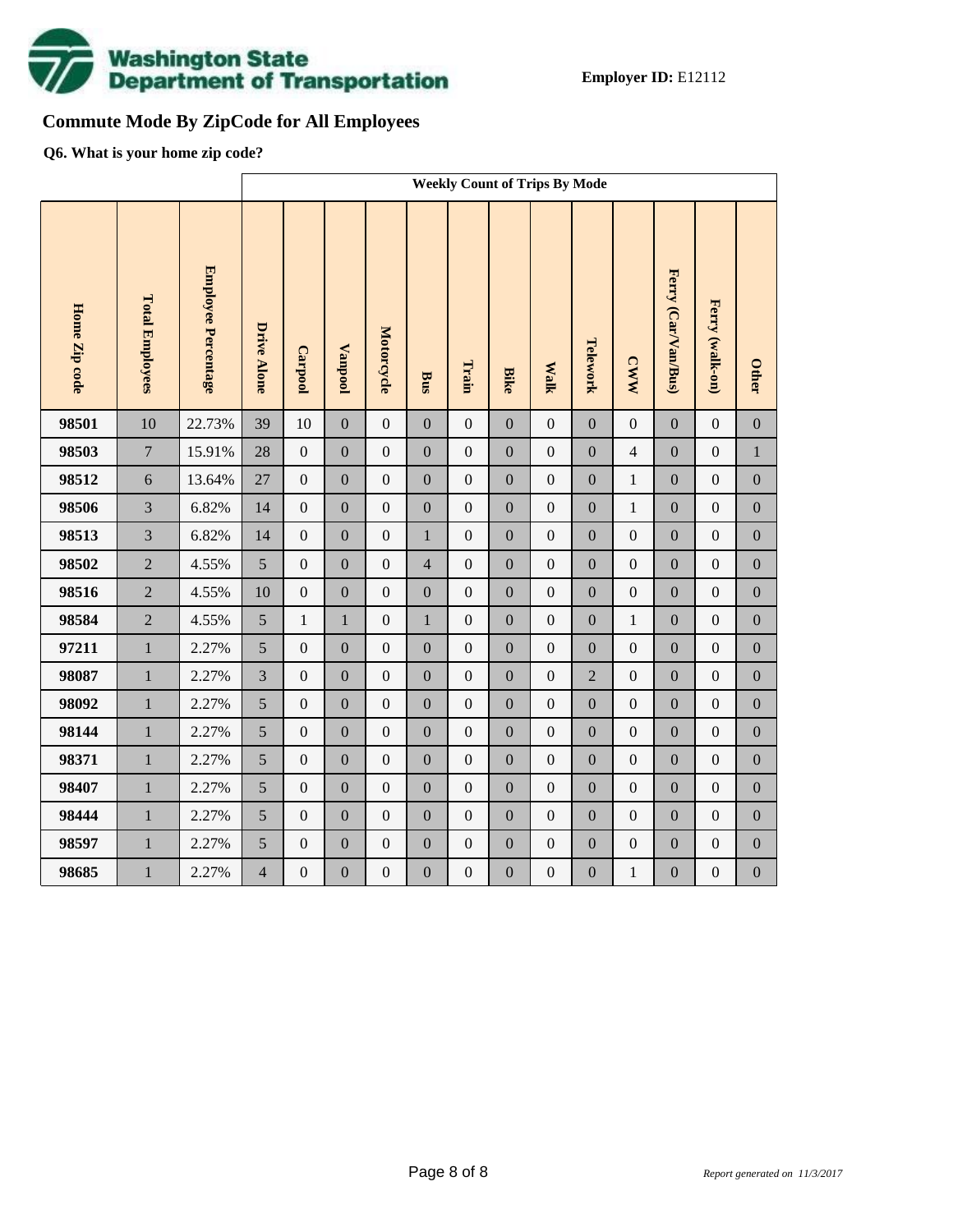**Employer ID:** E12112

## Commute Mode By ZipCode for All Employees

**Q6. What is your home zip code?**

| | | | Weekly Count of Trips By Mode | | | | | | | | | | | | |
|---|---|---|---|---|---|---|---|---|---|---|---|---|---|---|---|
| Home Zip code | Total Employees | Employee Percentage | Drive Alone | Carpool | Vanpool | Motorcycle | Bus | Train | Bike | Walk | Telework | CWW | Ferry (Car/Van/Bus) | Ferry (walk-on) | Other |
| 98501 | 10 | 22.73% | 39 | 10 | 0 | 0 | 0 | 0 | 0 | 0 | 0 | 0 | 0 | 0 | 0 |
| 98503 | 7 | 15.91% | 28 | 0 | 0 | 0 | 0 | 0 | 0 | 0 | 0 | 4 | 0 | 0 | 1 |
| 98512 | 6 | 13.64% | 27 | 0 | 0 | 0 | 0 | 0 | 0 | 0 | 0 | 1 | 0 | 0 | 0 |
| 98506 | 3 | 6.82% | 14 | 0 | 0 | 0 | 0 | 0 | 0 | 0 | 0 | 1 | 0 | 0 | 0 |
| 98513 | 3 | 6.82% | 14 | 0 | 0 | 0 | 1 | 0 | 0 | 0 | 0 | 0 | 0 | 0 | 0 |
| 98502 | 2 | 4.55% | 5 | 0 | 0 | 0 | 4 | 0 | 0 | 0 | 0 | 0 | 0 | 0 | 0 |
| 98516 | 2 | 4.55% | 10 | 0 | 0 | 0 | 0 | 0 | 0 | 0 | 0 | 0 | 0 | 0 | 0 |
| 98584 | 2 | 4.55% | 5 | 1 | 1 | 0 | 1 | 0 | 0 | 0 | 0 | 1 | 0 | 0 | 0 |
| 97211 | 1 | 2.27% | 5 | 0 | 0 | 0 | 0 | 0 | 0 | 0 | 0 | 0 | 0 | 0 | 0 |
| 98087 | 1 | 2.27% | 3 | 0 | 0 | 0 | 0 | 0 | 0 | 0 | 2 | 0 | 0 | 0 | 0 |
| 98092 | 1 | 2.27% | 5 | 0 | 0 | 0 | 0 | 0 | 0 | 0 | 0 | 0 | 0 | 0 | 0 |
| 98144 | 1 | 2.27% | 5 | 0 | 0 | 0 | 0 | 0 | 0 | 0 | 0 | 0 | 0 | 0 | 0 |
| 98371 | 1 | 2.27% | 5 | 0 | 0 | 0 | 0 | 0 | 0 | 0 | 0 | 0 | 0 | 0 | 0 |
| 98407 | 1 | 2.27% | 5 | 0 | 0 | 0 | 0 | 0 | 0 | 0 | 0 | 0 | 0 | 0 | 0 |
| 98444 | 1 | 2.27% | 5 | 0 | 0 | 0 | 0 | 0 | 0 | 0 | 0 | 0 | 0 | 0 | 0 |
| 98597 | 1 | 2.27% | 5 | 0 | 0 | 0 | 0 | 0 | 0 | 0 | 0 | 0 | 0 | 0 | 0 |
| 98685 | 1 | 2.27% | 4 | 0 | 0 | 0 | 0 | 0 | 0 | 0 | 0 | 1 | 0 | 0 | 0 |

*Report generated on 11/3/2017*